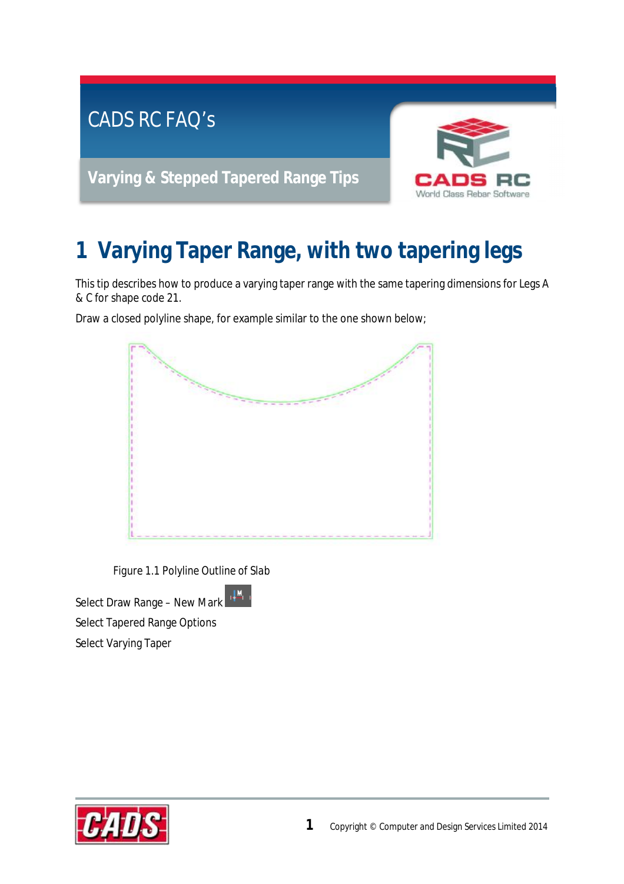# CADS RC FAQ's

## Varying & Stepped Tapered Range Tips

# 1 Varying Taper Range, with two tapering legs

This tip describes how to produce a varying taper range with the same tapering dimensions for Legs A & C for shape code 21.

Draw a closed polyline shape, for example similar to the one shown below;

Figure 1.1 Polyline Outline of Slab

Select Draw Range – New Mark

Select Tapered Range Options

Select Varying Taper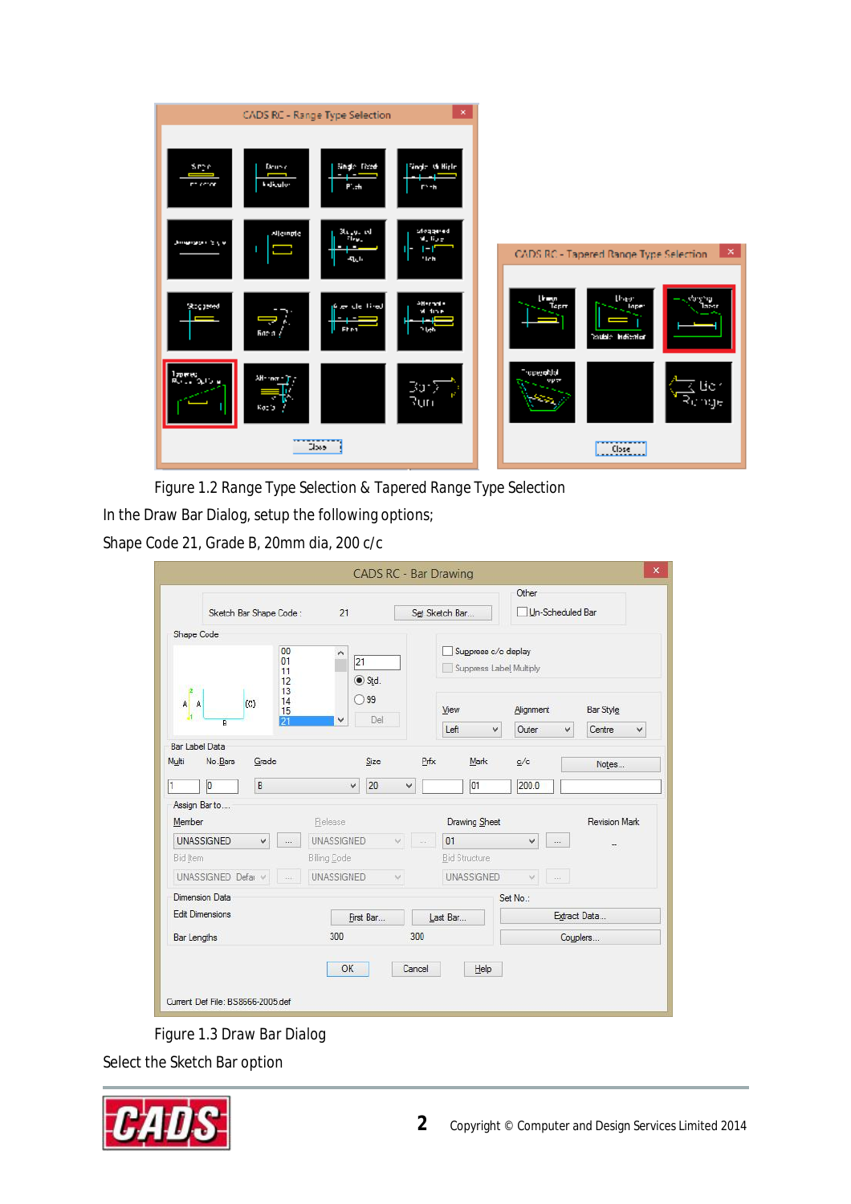Figure 1.2 Range Type Selection & Tapered Range Type Selection

In the Draw Bar Dialog, setup the following options;

Shape Code 21, Grade B, 20mm dia, 200 c/c

Figure 1.3 Draw Bar Dialog

Select the Sketch Bar option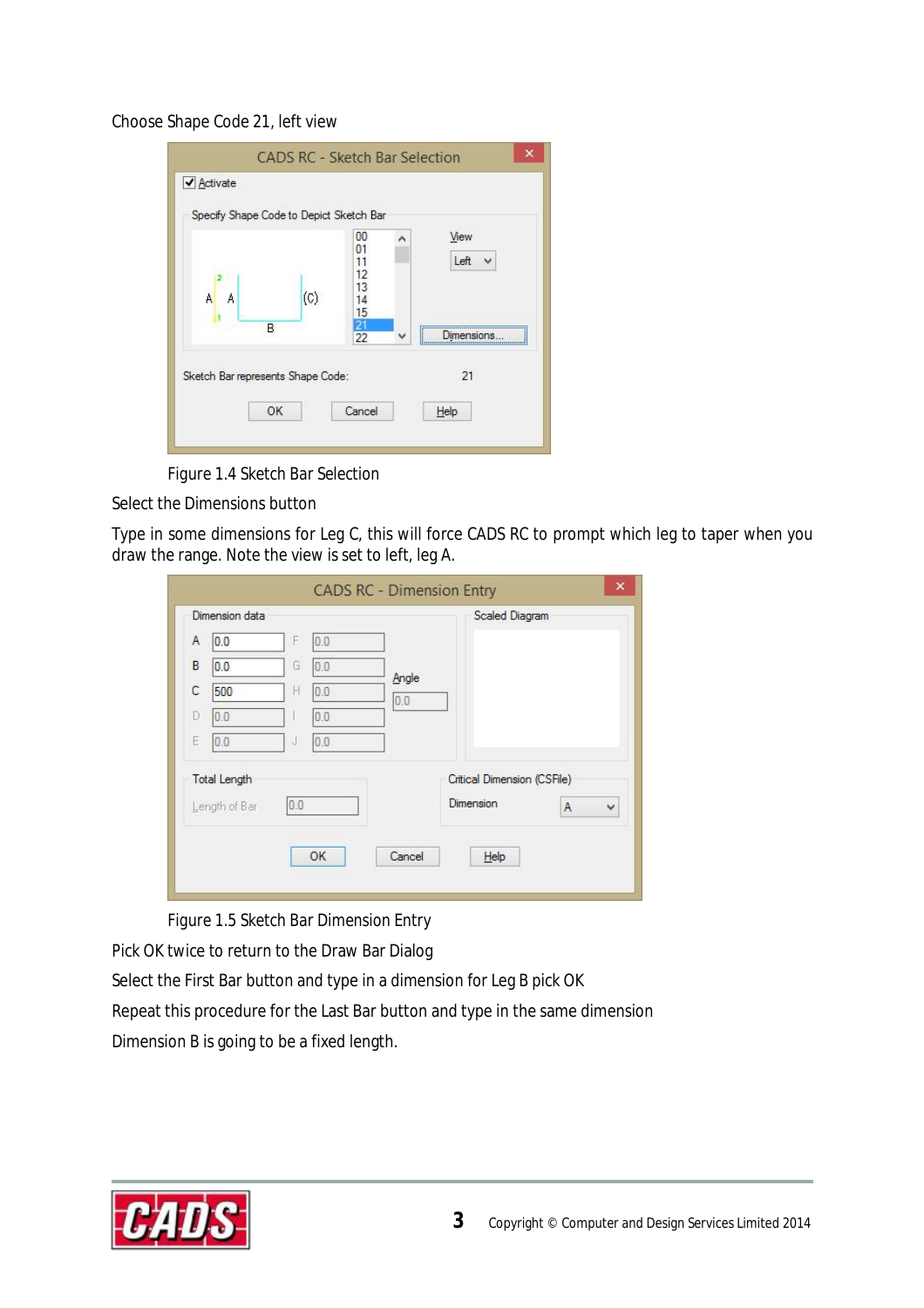Choose Shape Code 21, left view

Figure 1.4 Sketch Bar Selection

Select the Dimensions button

Type in some dimensions for Leg C, this will force CADS RC to prompt which leg to taper when you draw the range. Note the view is set to left, leg A.

Figure 1.5 Sketch Bar Dimension Entry

Pick OK twice to return to the Draw Bar Dialog

Select the First Bar button and type in a dimension for Leg B pick OK

Repeat this procedure for the Last Bar button and type in the same dimension

Dimension B is going to be a fixed length.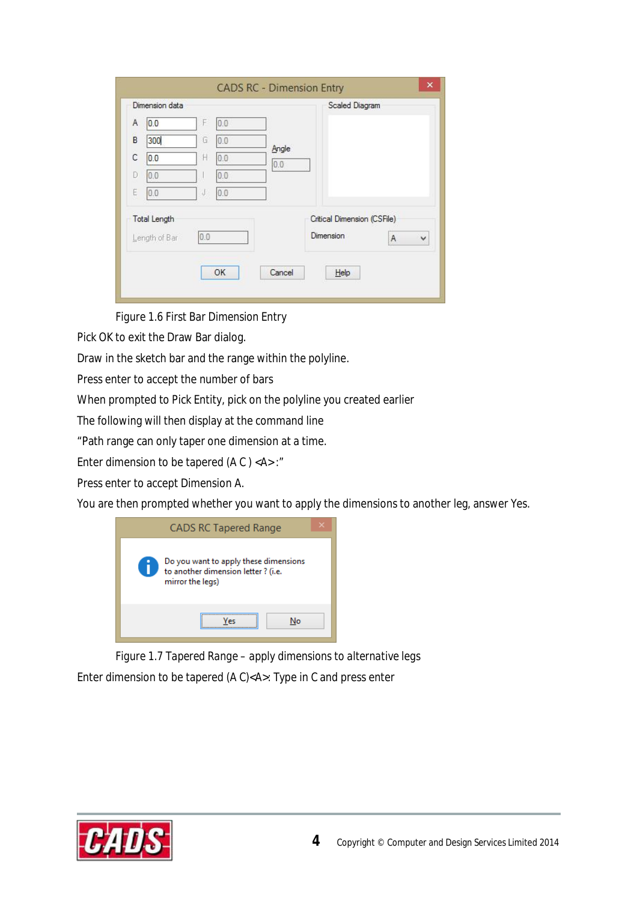Figure 1.6 First Bar Dimension Entry

Pick OK to exit the Draw Bar dialog.

Draw in the sketch bar and the range within the polyline.

Press enter to accept the number of bars

When prompted to Pick Entity, pick on the polyline you created earlier

The following will then display at the command line

“Path range can only taper one dimension at a time.

Enter dimension to be tapered (A C ) <A>:”

Press enter to accept Dimension A.

You are then prompted whether you want to apply the dimensions to another leg, answer Yes.

Figure 1.7 Tapered Range – apply dimensions to alternative legs

Enter dimension to be tapered (A C)<A>: Type in C and press enter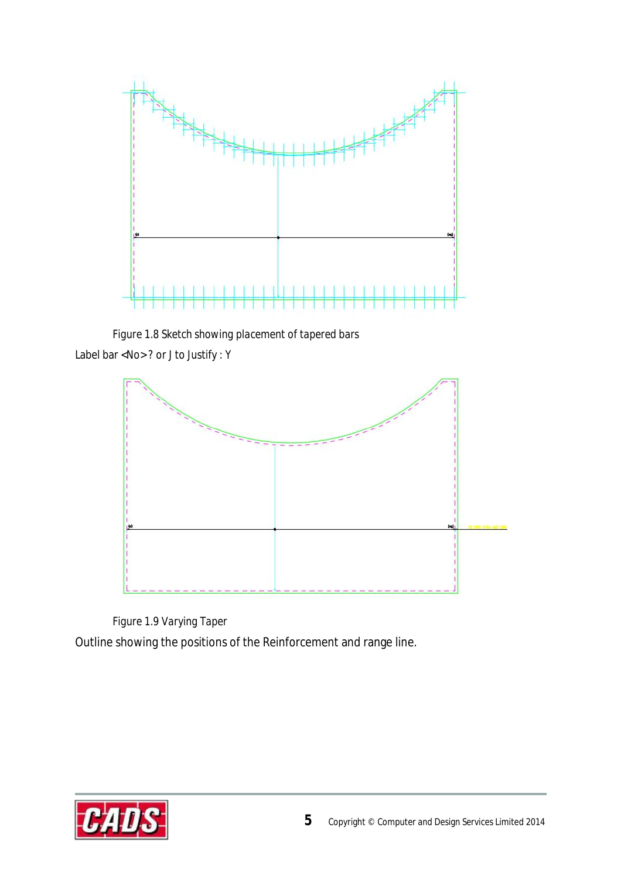Figure 1.8 Sketch showing placement of tapered bars

Label bar <No>? or J to Justify : Y

Figure 1.9 Varying Taper

Outline showing the positions of the Reinforcement and range line.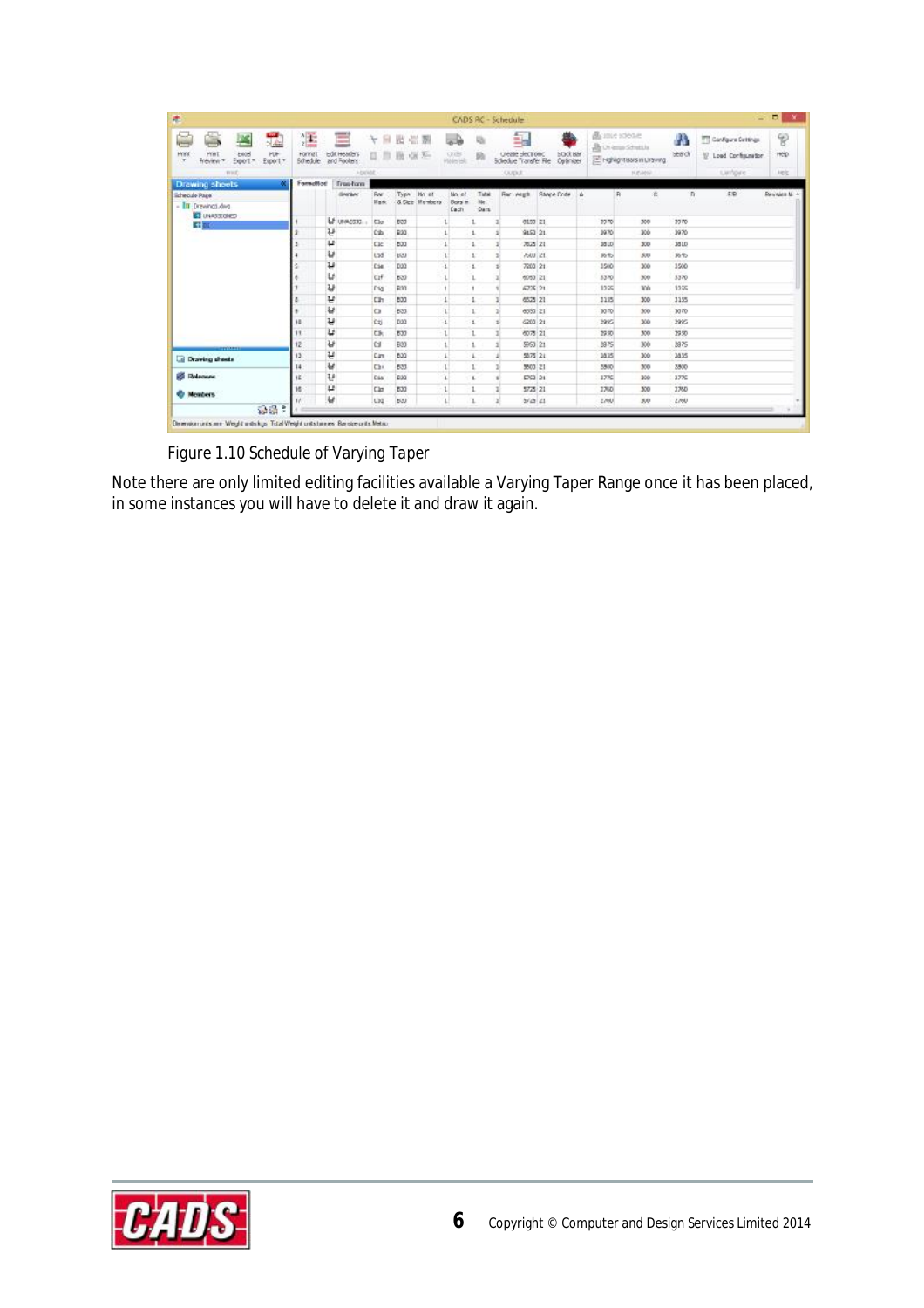Figure 1.10 Schedule of Varying Taper

Note there are only limited editing facilities available a Varying Taper Range once it has been placed, in some instances you will have to delete it and draw it again.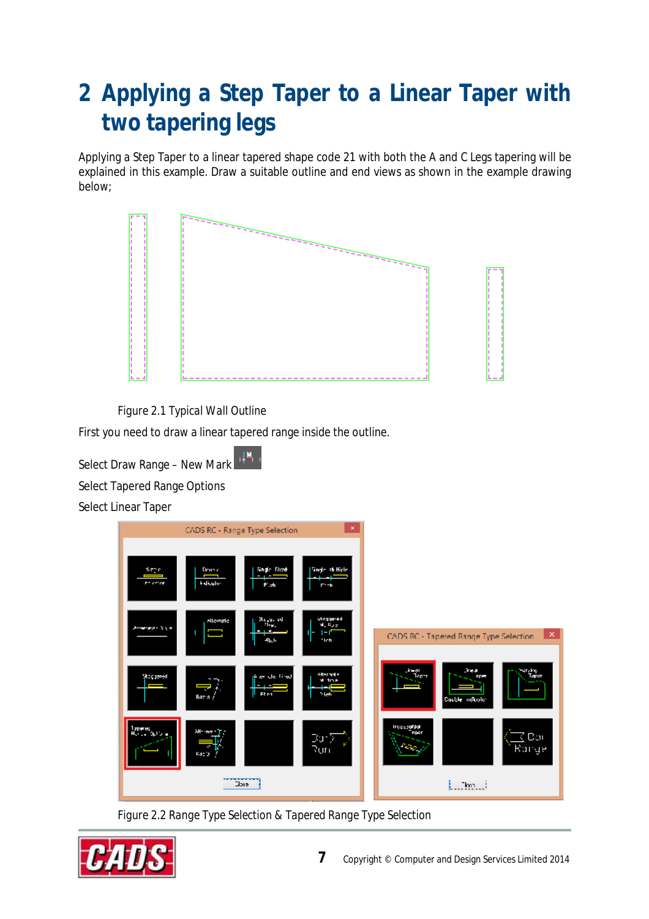# 2 Applying a Step Taper to a Linear Taper with two tapering legs

Applying a Step Taper to a linear tapered shape code 21 with both the A and C Legs tapering will be explained in this example. Draw a suitable outline and end views as shown in the example drawing below;

Figure 2.1 Typical Wall Outline

First you need to draw a linear tapered range inside the outline.

Select Draw Range – New Mark

Select Tapered Range Options

Select Linear Taper

Figure 2.2 Range Type Selection & Tapered Range Type Selection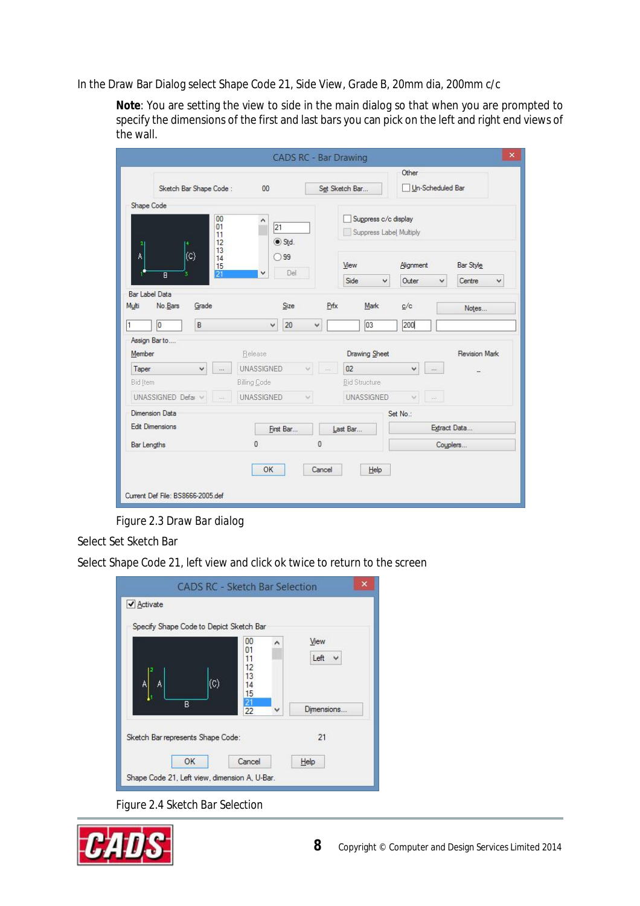In the Draw Bar Dialog select Shape Code 21, Side View, Grade B, 20mm dia, 200mm c/c

> **Note**: You are setting the view to side in the main dialog so that when you are prompted to specify the dimensions of the first and last bars you can pick on the left and right end views of the wall.

Figure 2.3 Draw Bar dialog

Select Set Sketch Bar

Select Shape Code 21, left view and click ok twice to return to the screen

Figure 2.4 Sketch Bar Selection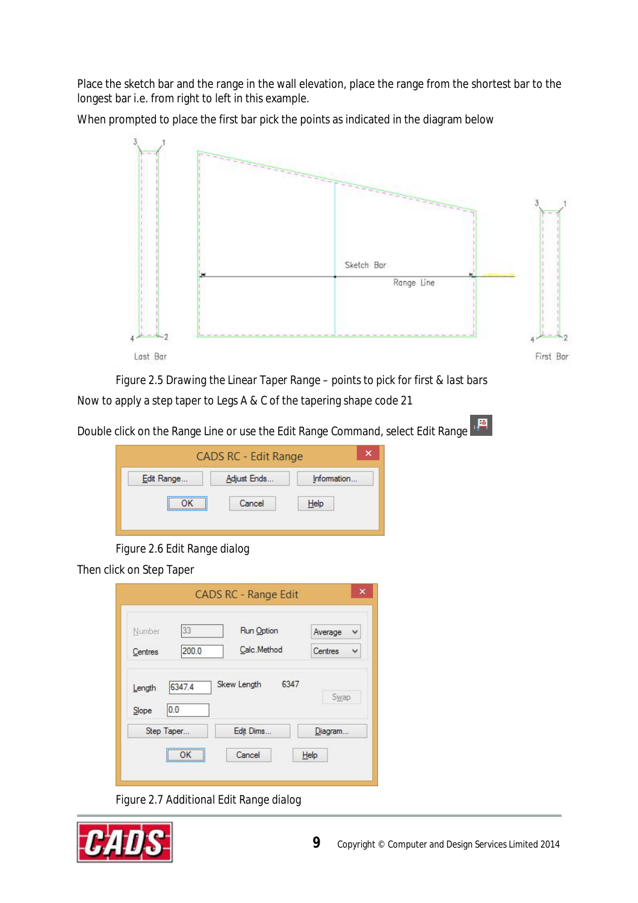Place the sketch bar and the range in the wall elevation, place the range from the shortest bar to the longest bar i.e. from right to left in this example.

When prompted to place the first bar pick the points as indicated in the diagram below

Figure 2.5 Drawing the Linear Taper Range – points to pick for first & last bars

Now to apply a step taper to Legs A & C of the tapering shape code 21

Double click on the Range Line or use the Edit Range Command, select Edit Range

Figure 2.6 Edit Range dialog

Then click on Step Taper

Figure 2.7 Additional Edit Range dialog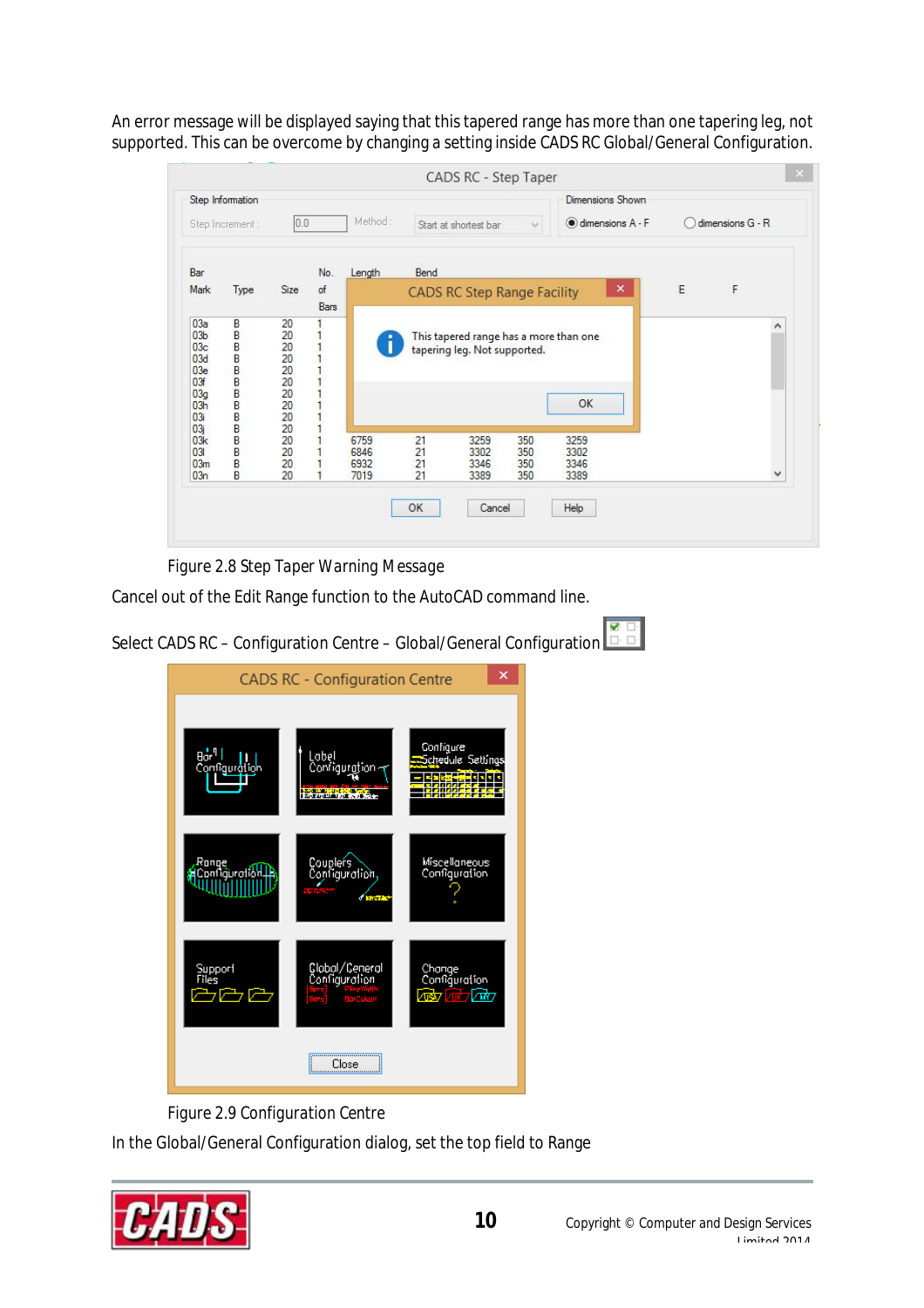An error message will be displayed saying that this tapered range has more than one tapering leg, not supported. This can be overcome by changing a setting inside CADS RC Global/General Configuration.

Figure 2.8 Step Taper Warning Message

Cancel out of the Edit Range function to the AutoCAD command line.

Select CADS RC – Configuration Centre – Global/General Configuration

Figure 2.9 Configuration Centre

In the Global/General Configuration dialog, set the top field to Range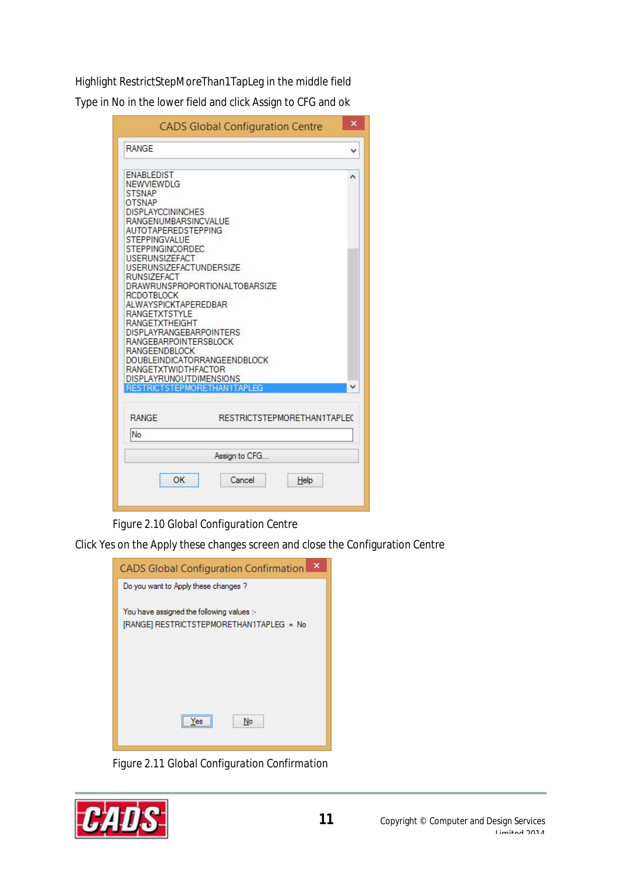Highlight RestrictStepMoreThan1TapLeg in the middle field

Type in No in the lower field and click Assign to CFG and ok

Figure 2.10 Global Configuration Centre

Click Yes on the Apply these changes screen and close the Configuration Centre

Figure 2.11 Global Configuration Confirmation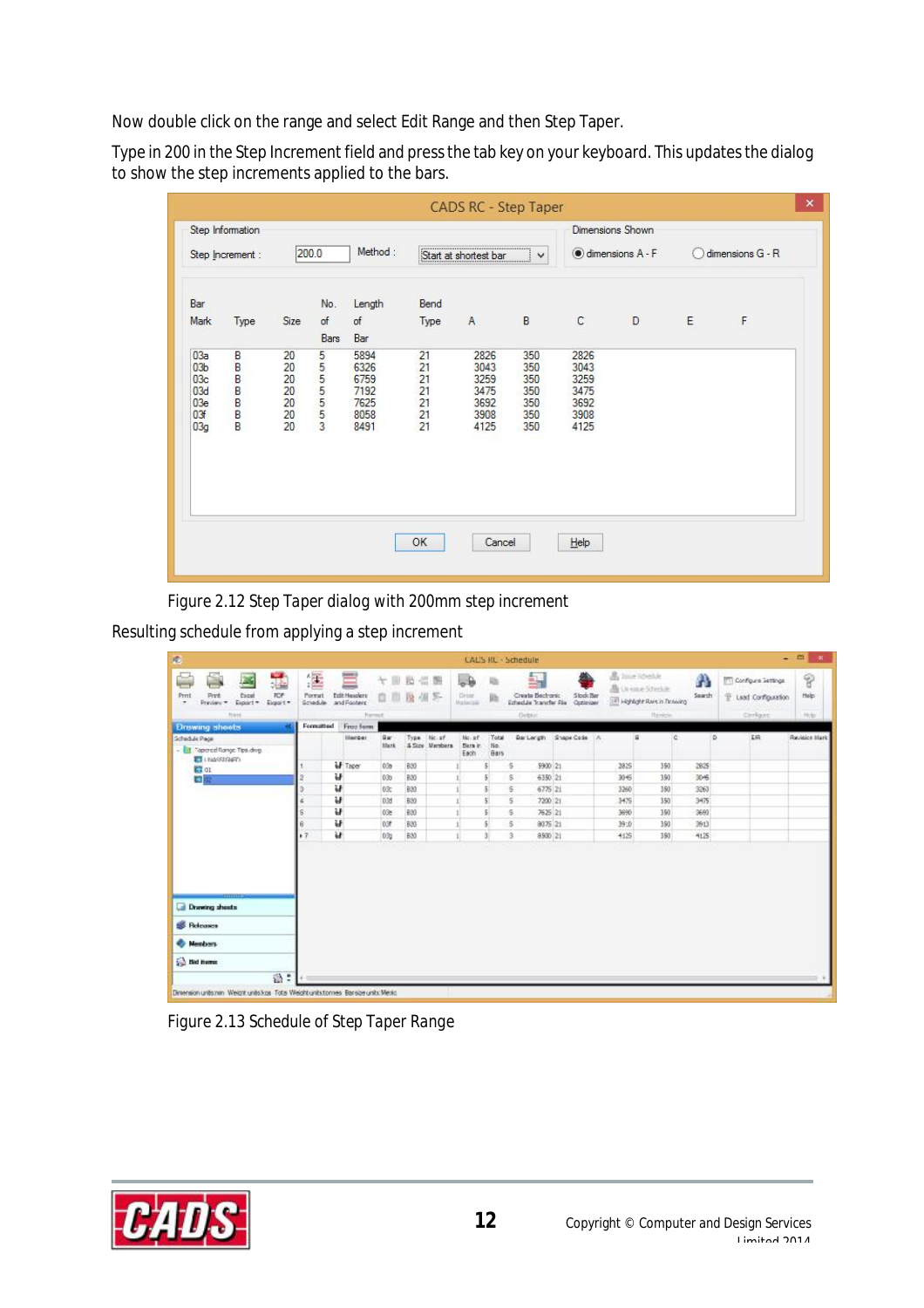Now double click on the range and select Edit Range and then Step Taper.

Type in 200 in the Step Increment field and press the tab key on your keyboard. This updates the dialog to show the step increments applied to the bars.

Figure 2.12 Step Taper dialog with 200mm step increment

Resulting schedule from applying a step increment

Figure 2.13 Schedule of Step Taper Range